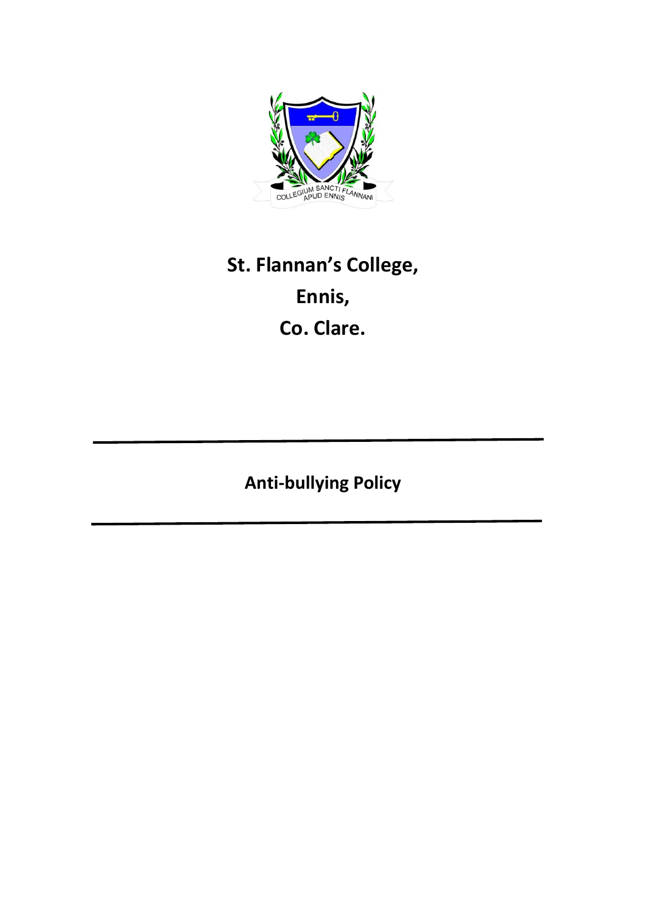# St. Flannan's College,
# Ennis,
# Co. Clare.

---

## Anti-bullying Policy

---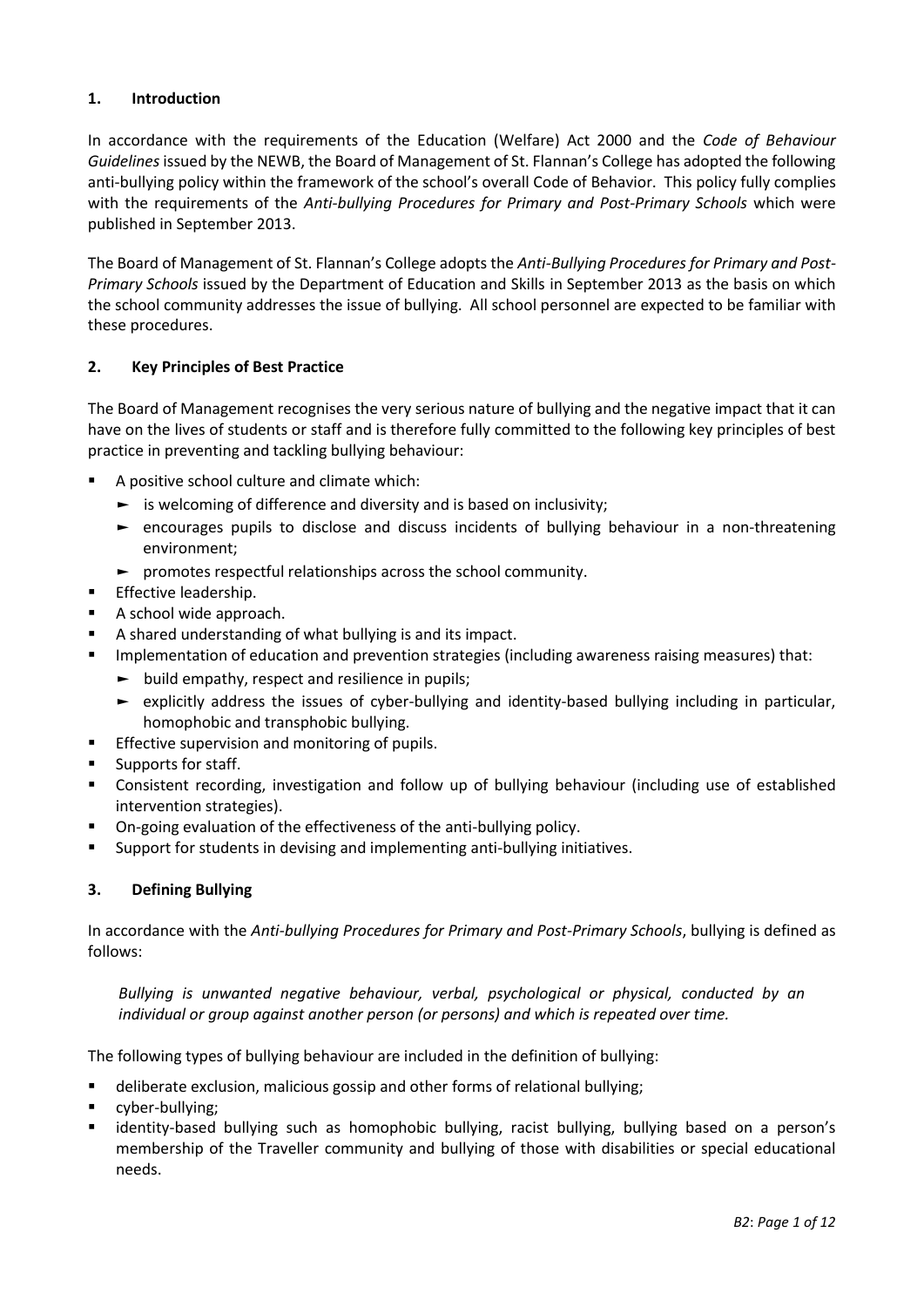## 1. Introduction

In accordance with the requirements of the Education (Welfare) Act 2000 and the *Code of Behaviour Guidelines* issued by the NEWB, the Board of Management of St. Flannan's College has adopted the following anti-bullying policy within the framework of the school's overall Code of Behavior. This policy fully complies with the requirements of the *Anti-bullying Procedures for Primary and Post-Primary Schools* which were published in September 2013.

The Board of Management of St. Flannan's College adopts the *Anti-Bullying Procedures for Primary and Post-Primary Schools* issued by the Department of Education and Skills in September 2013 as the basis on which the school community addresses the issue of bullying. All school personnel are expected to be familiar with these procedures.

## 2. Key Principles of Best Practice

The Board of Management recognises the very serious nature of bullying and the negative impact that it can have on the lives of students or staff and is therefore fully committed to the following key principles of best practice in preventing and tackling bullying behaviour:

- A positive school culture and climate which:
  - is welcoming of difference and diversity and is based on inclusivity;
  - encourages pupils to disclose and discuss incidents of bullying behaviour in a non-threatening environment;
  - promotes respectful relationships across the school community.
- Effective leadership.
- A school wide approach.
- A shared understanding of what bullying is and its impact.
- Implementation of education and prevention strategies (including awareness raising measures) that:
  - build empathy, respect and resilience in pupils;
  - explicitly address the issues of cyber-bullying and identity-based bullying including in particular, homophobic and transphobic bullying.
- Effective supervision and monitoring of pupils.
- Supports for staff.
- Consistent recording, investigation and follow up of bullying behaviour (including use of established intervention strategies).
- On-going evaluation of the effectiveness of the anti-bullying policy.
- Support for students in devising and implementing anti-bullying initiatives.

## 3. Defining Bullying

In accordance with the *Anti-bullying Procedures for Primary and Post-Primary Schools*, bullying is defined as follows:

> *Bullying is unwanted negative behaviour, verbal, psychological or physical, conducted by an individual or group against another person (or persons) and which is repeated over time.*

The following types of bullying behaviour are included in the definition of bullying:

- deliberate exclusion, malicious gossip and other forms of relational bullying;
- cyber-bullying;
- identity-based bullying such as homophobic bullying, racist bullying, bullying based on a person's membership of the Traveller community and bullying of those with disabilities or special educational needs.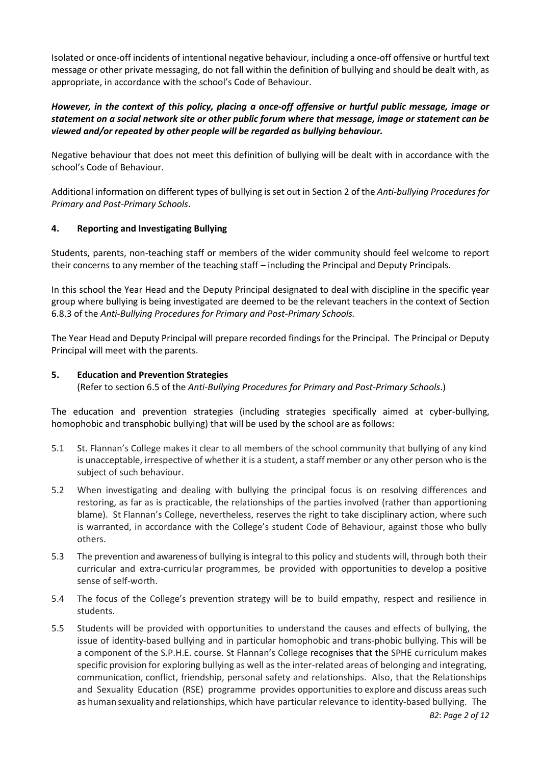Isolated or once-off incidents of intentional negative behaviour, including a once-off offensive or hurtful text message or other private messaging, do not fall within the definition of bullying and should be dealt with, as appropriate, in accordance with the school's Code of Behaviour.

***However, in the context of this policy, placing a once-off offensive or hurtful public message, image or statement on a social network site or other public forum where that message, image or statement can be viewed and/or repeated by other people will be regarded as bullying behaviour.***

Negative behaviour that does not meet this definition of bullying will be dealt with in accordance with the school's Code of Behaviour.

Additional information on different types of bullying is set out in Section 2 of the *Anti-bullying Procedures for Primary and Post-Primary Schools*.

## 4. Reporting and Investigating Bullying

Students, parents, non-teaching staff or members of the wider community should feel welcome to report their concerns to any member of the teaching staff – including the Principal and Deputy Principals.

In this school the Year Head and the Deputy Principal designated to deal with discipline in the specific year group where bullying is being investigated are deemed to be the relevant teachers in the context of Section 6.8.3 of the *Anti-Bullying Procedures for Primary and Post-Primary Schools.*

The Year Head and Deputy Principal will prepare recorded findings for the Principal. The Principal or Deputy Principal will meet with the parents.

## 5. Education and Prevention Strategies

(Refer to section 6.5 of the *Anti-Bullying Procedures for Primary and Post-Primary Schools*.)

The education and prevention strategies (including strategies specifically aimed at cyber-bullying, homophobic and transphobic bullying) that will be used by the school are as follows:

5.1 St. Flannan's College makes it clear to all members of the school community that bullying of any kind is unacceptable, irrespective of whether it is a student, a staff member or any other person who is the subject of such behaviour.

5.2 When investigating and dealing with bullying the principal focus is on resolving differences and restoring, as far as is practicable, the relationships of the parties involved (rather than apportioning blame). St Flannan's College, nevertheless, reserves the right to take disciplinary action, where such is warranted, in accordance with the College's student Code of Behaviour, against those who bully others.

5.3 The prevention and awareness of bullying is integral to this policy and students will, through both their curricular and extra-curricular programmes, be provided with opportunities to develop a positive sense of self-worth.

5.4 The focus of the College's prevention strategy will be to build empathy, respect and resilience in students.

5.5 Students will be provided with opportunities to understand the causes and effects of bullying, the issue of identity-based bullying and in particular homophobic and trans-phobic bullying. This will be a component of the S.P.H.E. course. St Flannan's College recognises that the SPHE curriculum makes specific provision for exploring bullying as well as the inter-related areas of belonging and integrating, communication, conflict, friendship, personal safety and relationships. Also, that the Relationships and Sexuality Education (RSE) programme provides opportunities to explore and discuss areas such as human sexuality and relationships, which have particular relevance to identity-based bullying. The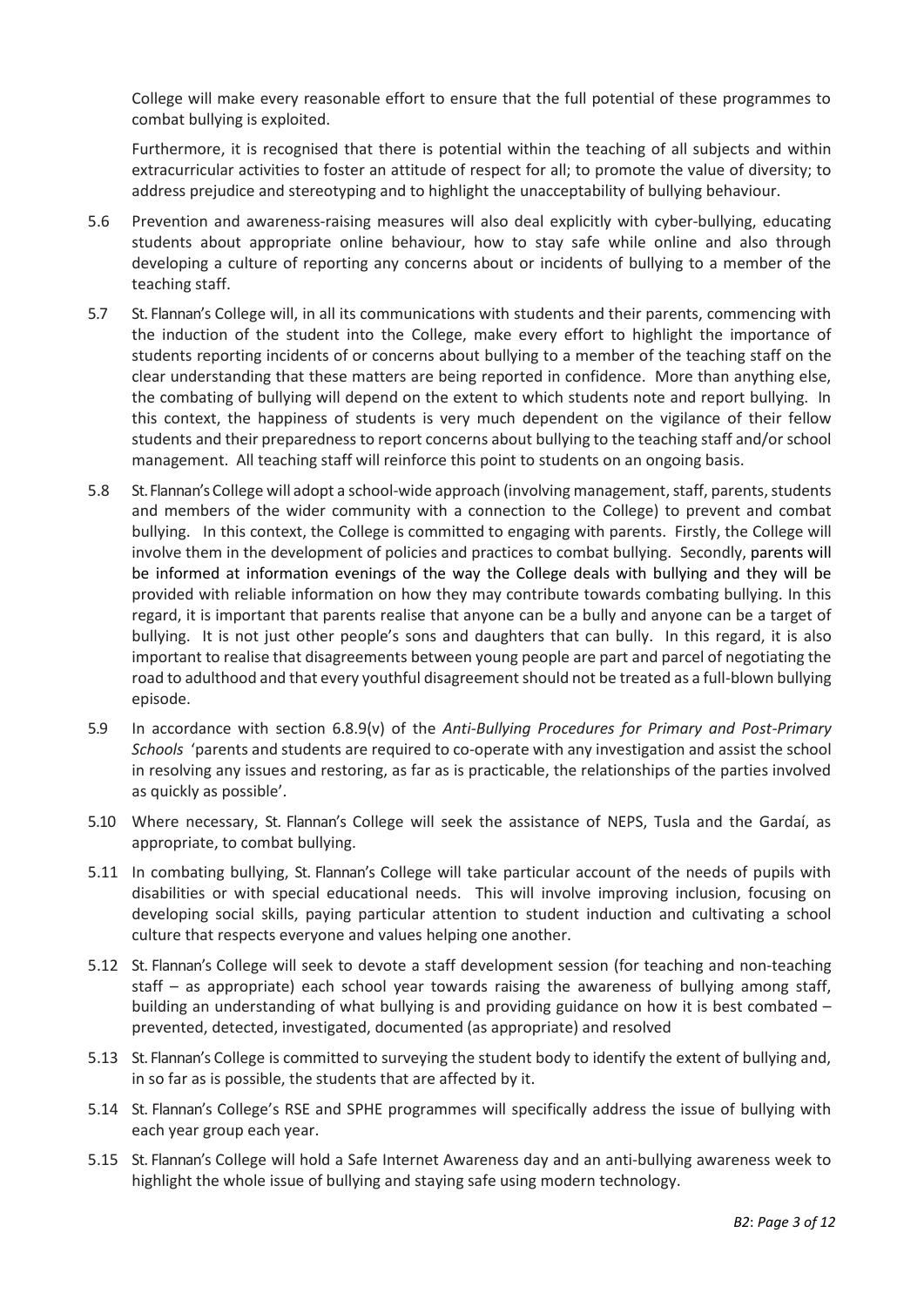College will make every reasonable effort to ensure that the full potential of these programmes to combat bullying is exploited.

Furthermore, it is recognised that there is potential within the teaching of all subjects and within extracurricular activities to foster an attitude of respect for all; to promote the value of diversity; to address prejudice and stereotyping and to highlight the unacceptability of bullying behaviour.

5.6 Prevention and awareness-raising measures will also deal explicitly with cyber-bullying, educating students about appropriate online behaviour, how to stay safe while online and also through developing a culture of reporting any concerns about or incidents of bullying to a member of the teaching staff.

5.7 St. Flannan's College will, in all its communications with students and their parents, commencing with the induction of the student into the College, make every effort to highlight the importance of students reporting incidents of or concerns about bullying to a member of the teaching staff on the clear understanding that these matters are being reported in confidence. More than anything else, the combating of bullying will depend on the extent to which students note and report bullying. In this context, the happiness of students is very much dependent on the vigilance of their fellow students and their preparedness to report concerns about bullying to the teaching staff and/or school management. All teaching staff will reinforce this point to students on an ongoing basis.

5.8 St. Flannan's College will adopt a school-wide approach (involving management, staff, parents, students and members of the wider community with a connection to the College) to prevent and combat bullying. In this context, the College is committed to engaging with parents. Firstly, the College will involve them in the development of policies and practices to combat bullying. Secondly, parents will be informed at information evenings of the way the College deals with bullying and they will be provided with reliable information on how they may contribute towards combating bullying. In this regard, it is important that parents realise that anyone can be a bully and anyone can be a target of bullying. It is not just other people's sons and daughters that can bully. In this regard, it is also important to realise that disagreements between young people are part and parcel of negotiating the road to adulthood and that every youthful disagreement should not be treated as a full-blown bullying episode.

5.9 In accordance with section 6.8.9(v) of the *Anti-Bullying Procedures for Primary and Post-Primary Schools* 'parents and students are required to co-operate with any investigation and assist the school in resolving any issues and restoring, as far as is practicable, the relationships of the parties involved as quickly as possible'.

5.10 Where necessary, St. Flannan's College will seek the assistance of NEPS, Tusla and the Gardaí, as appropriate, to combat bullying.

5.11 In combating bullying, St. Flannan's College will take particular account of the needs of pupils with disabilities or with special educational needs. This will involve improving inclusion, focusing on developing social skills, paying particular attention to student induction and cultivating a school culture that respects everyone and values helping one another.

5.12 St. Flannan's College will seek to devote a staff development session (for teaching and non-teaching staff – as appropriate) each school year towards raising the awareness of bullying among staff, building an understanding of what bullying is and providing guidance on how it is best combated – prevented, detected, investigated, documented (as appropriate) and resolved

5.13 St. Flannan's College is committed to surveying the student body to identify the extent of bullying and, in so far as is possible, the students that are affected by it.

5.14 St. Flannan's College's RSE and SPHE programmes will specifically address the issue of bullying with each year group each year.

5.15 St. Flannan's College will hold a Safe Internet Awareness day and an anti-bullying awareness week to highlight the whole issue of bullying and staying safe using modern technology.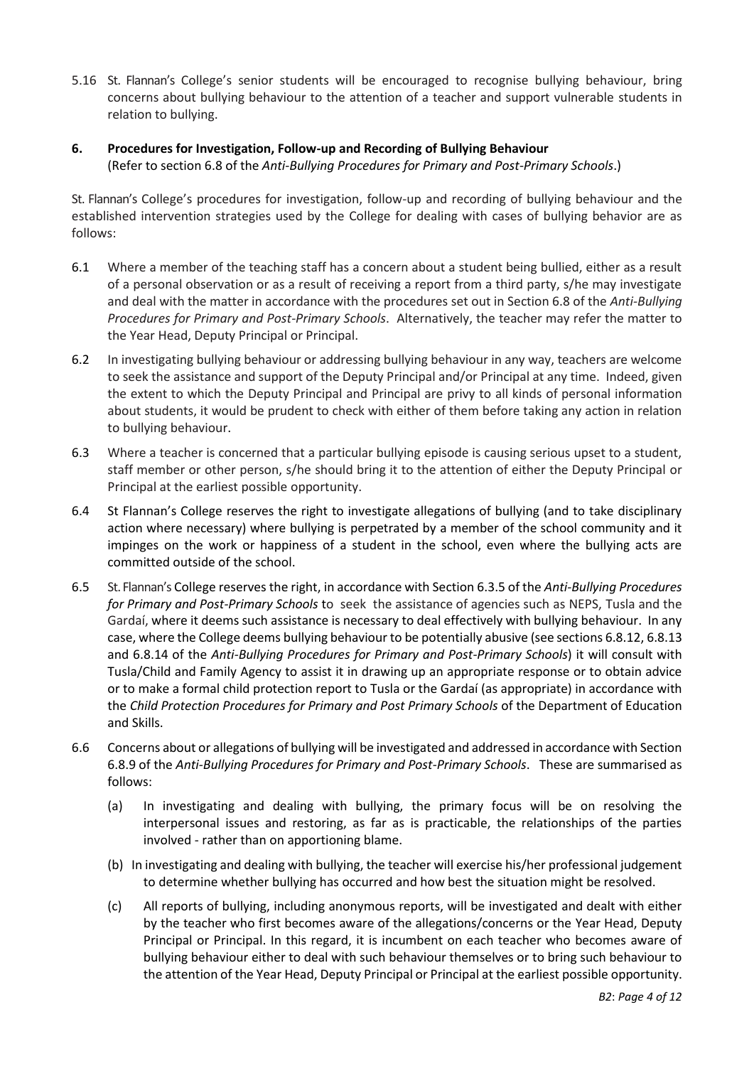5.16 St. Flannan's College's senior students will be encouraged to recognise bullying behaviour, bring concerns about bullying behaviour to the attention of a teacher and support vulnerable students in relation to bullying.

## 6. Procedures for Investigation, Follow-up and Recording of Bullying Behaviour

(Refer to section 6.8 of the *Anti-Bullying Procedures for Primary and Post-Primary Schools*.)

St. Flannan's College's procedures for investigation, follow-up and recording of bullying behaviour and the established intervention strategies used by the College for dealing with cases of bullying behavior are as follows:

6.1 Where a member of the teaching staff has a concern about a student being bullied, either as a result of a personal observation or as a result of receiving a report from a third party, s/he may investigate and deal with the matter in accordance with the procedures set out in Section 6.8 of the *Anti-Bullying Procedures for Primary and Post-Primary Schools*. Alternatively, the teacher may refer the matter to the Year Head, Deputy Principal or Principal.

6.2 In investigating bullying behaviour or addressing bullying behaviour in any way, teachers are welcome to seek the assistance and support of the Deputy Principal and/or Principal at any time. Indeed, given the extent to which the Deputy Principal and Principal are privy to all kinds of personal information about students, it would be prudent to check with either of them before taking any action in relation to bullying behaviour.

6.3 Where a teacher is concerned that a particular bullying episode is causing serious upset to a student, staff member or other person, s/he should bring it to the attention of either the Deputy Principal or Principal at the earliest possible opportunity.

6.4 St Flannan's College reserves the right to investigate allegations of bullying (and to take disciplinary action where necessary) where bullying is perpetrated by a member of the school community and it impinges on the work or happiness of a student in the school, even where the bullying acts are committed outside of the school.

6.5 St. Flannan's College reserves the right, in accordance with Section 6.3.5 of the *Anti-Bullying Procedures for Primary and Post-Primary Schools* to seek the assistance of agencies such as NEPS, Tusla and the Gardaí, where it deems such assistance is necessary to deal effectively with bullying behaviour. In any case, where the College deems bullying behaviour to be potentially abusive (see sections 6.8.12, 6.8.13 and 6.8.14 of the *Anti-Bullying Procedures for Primary and Post-Primary Schools*) it will consult with Tusla/Child and Family Agency to assist it in drawing up an appropriate response or to obtain advice or to make a formal child protection report to Tusla or the Gardaí (as appropriate) in accordance with the *Child Protection Procedures for Primary and Post Primary Schools* of the Department of Education and Skills.

6.6 Concerns about or allegations of bullying will be investigated and addressed in accordance with Section 6.8.9 of the *Anti-Bullying Procedures for Primary and Post-Primary Schools*. These are summarised as follows:

(a) In investigating and dealing with bullying, the primary focus will be on resolving the interpersonal issues and restoring, as far as is practicable, the relationships of the parties involved - rather than on apportioning blame.

(b) In investigating and dealing with bullying, the teacher will exercise his/her professional judgement to determine whether bullying has occurred and how best the situation might be resolved.

(c) All reports of bullying, including anonymous reports, will be investigated and dealt with either by the teacher who first becomes aware of the allegations/concerns or the Year Head, Deputy Principal or Principal. In this regard, it is incumbent on each teacher who becomes aware of bullying behaviour either to deal with such behaviour themselves or to bring such behaviour to the attention of the Year Head, Deputy Principal or Principal at the earliest possible opportunity.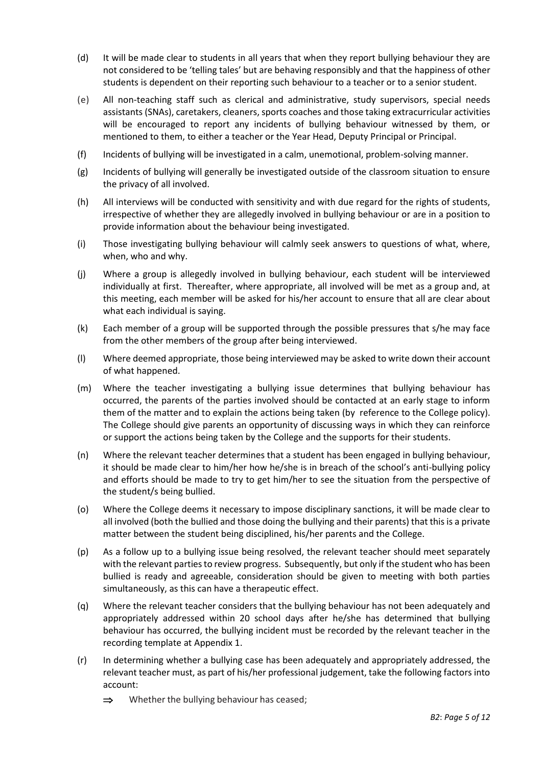(d) It will be made clear to students in all years that when they report bullying behaviour they are not considered to be 'telling tales' but are behaving responsibly and that the happiness of other students is dependent on their reporting such behaviour to a teacher or to a senior student.

(e) All non-teaching staff such as clerical and administrative, study supervisors, special needs assistants (SNAs), caretakers, cleaners, sports coaches and those taking extracurricular activities will be encouraged to report any incidents of bullying behaviour witnessed by them, or mentioned to them, to either a teacher or the Year Head, Deputy Principal or Principal.

(f) Incidents of bullying will be investigated in a calm, unemotional, problem-solving manner.

(g) Incidents of bullying will generally be investigated outside of the classroom situation to ensure the privacy of all involved.

(h) All interviews will be conducted with sensitivity and with due regard for the rights of students, irrespective of whether they are allegedly involved in bullying behaviour or are in a position to provide information about the behaviour being investigated.

(i) Those investigating bullying behaviour will calmly seek answers to questions of what, where, when, who and why.

(j) Where a group is allegedly involved in bullying behaviour, each student will be interviewed individually at first. Thereafter, where appropriate, all involved will be met as a group and, at this meeting, each member will be asked for his/her account to ensure that all are clear about what each individual is saying.

(k) Each member of a group will be supported through the possible pressures that s/he may face from the other members of the group after being interviewed.

(l) Where deemed appropriate, those being interviewed may be asked to write down their account of what happened.

(m) Where the teacher investigating a bullying issue determines that bullying behaviour has occurred, the parents of the parties involved should be contacted at an early stage to inform them of the matter and to explain the actions being taken (by reference to the College policy). The College should give parents an opportunity of discussing ways in which they can reinforce or support the actions being taken by the College and the supports for their students.

(n) Where the relevant teacher determines that a student has been engaged in bullying behaviour, it should be made clear to him/her how he/she is in breach of the school's anti-bullying policy and efforts should be made to try to get him/her to see the situation from the perspective of the student/s being bullied.

(o) Where the College deems it necessary to impose disciplinary sanctions, it will be made clear to all involved (both the bullied and those doing the bullying and their parents) that this is a private matter between the student being disciplined, his/her parents and the College.

(p) As a follow up to a bullying issue being resolved, the relevant teacher should meet separately with the relevant parties to review progress. Subsequently, but only if the student who has been bullied is ready and agreeable, consideration should be given to meeting with both parties simultaneously, as this can have a therapeutic effect.

(q) Where the relevant teacher considers that the bullying behaviour has not been adequately and appropriately addressed within 20 school days after he/she has determined that bullying behaviour has occurred, the bullying incident must be recorded by the relevant teacher in the recording template at Appendix 1.

(r) In determining whether a bullying case has been adequately and appropriately addressed, the relevant teacher must, as part of his/her professional judgement, take the following factors into account:

- ⇒ Whether the bullying behaviour has ceased;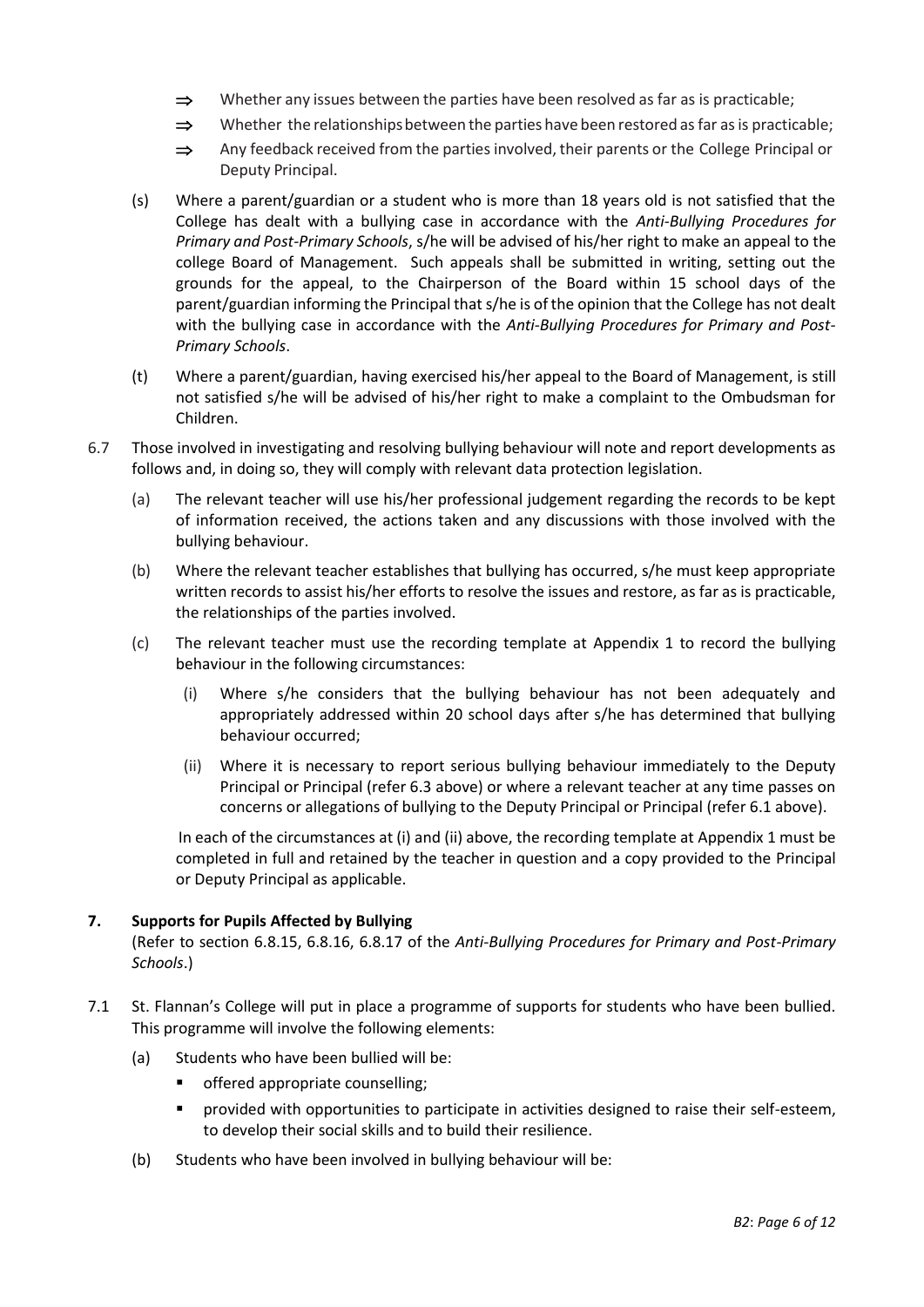- ⇒ Whether any issues between the parties have been resolved as far as is practicable;
- ⇒ Whether the relationships between the parties have been restored as far as is practicable;
- ⇒ Any feedback received from the parties involved, their parents or the College Principal or Deputy Principal.

(s) Where a parent/guardian or a student who is more than 18 years old is not satisfied that the College has dealt with a bullying case in accordance with the *Anti-Bullying Procedures for Primary and Post-Primary Schools*, s/he will be advised of his/her right to make an appeal to the college Board of Management. Such appeals shall be submitted in writing, setting out the grounds for the appeal, to the Chairperson of the Board within 15 school days of the parent/guardian informing the Principal that s/he is of the opinion that the College has not dealt with the bullying case in accordance with the *Anti-Bullying Procedures for Primary and Post-Primary Schools*.

(t) Where a parent/guardian, having exercised his/her appeal to the Board of Management, is still not satisfied s/he will be advised of his/her right to make a complaint to the Ombudsman for Children.

6.7 Those involved in investigating and resolving bullying behaviour will note and report developments as follows and, in doing so, they will comply with relevant data protection legislation.

(a) The relevant teacher will use his/her professional judgement regarding the records to be kept of information received, the actions taken and any discussions with those involved with the bullying behaviour.

(b) Where the relevant teacher establishes that bullying has occurred, s/he must keep appropriate written records to assist his/her efforts to resolve the issues and restore, as far as is practicable, the relationships of the parties involved.

(c) The relevant teacher must use the recording template at Appendix 1 to record the bullying behaviour in the following circumstances:

(i) Where s/he considers that the bullying behaviour has not been adequately and appropriately addressed within 20 school days after s/he has determined that bullying behaviour occurred;

(ii) Where it is necessary to report serious bullying behaviour immediately to the Deputy Principal or Principal (refer 6.3 above) or where a relevant teacher at any time passes on concerns or allegations of bullying to the Deputy Principal or Principal (refer 6.1 above).

In each of the circumstances at (i) and (ii) above, the recording template at Appendix 1 must be completed in full and retained by the teacher in question and a copy provided to the Principal or Deputy Principal as applicable.

## 7. Supports for Pupils Affected by Bullying

(Refer to section 6.8.15, 6.8.16, 6.8.17 of the *Anti-Bullying Procedures for Primary and Post-Primary Schools*.)

7.1 St. Flannan's College will put in place a programme of supports for students who have been bullied. This programme will involve the following elements:

(a) Students who have been bullied will be:

- offered appropriate counselling;
- provided with opportunities to participate in activities designed to raise their self-esteem, to develop their social skills and to build their resilience.

(b) Students who have been involved in bullying behaviour will be: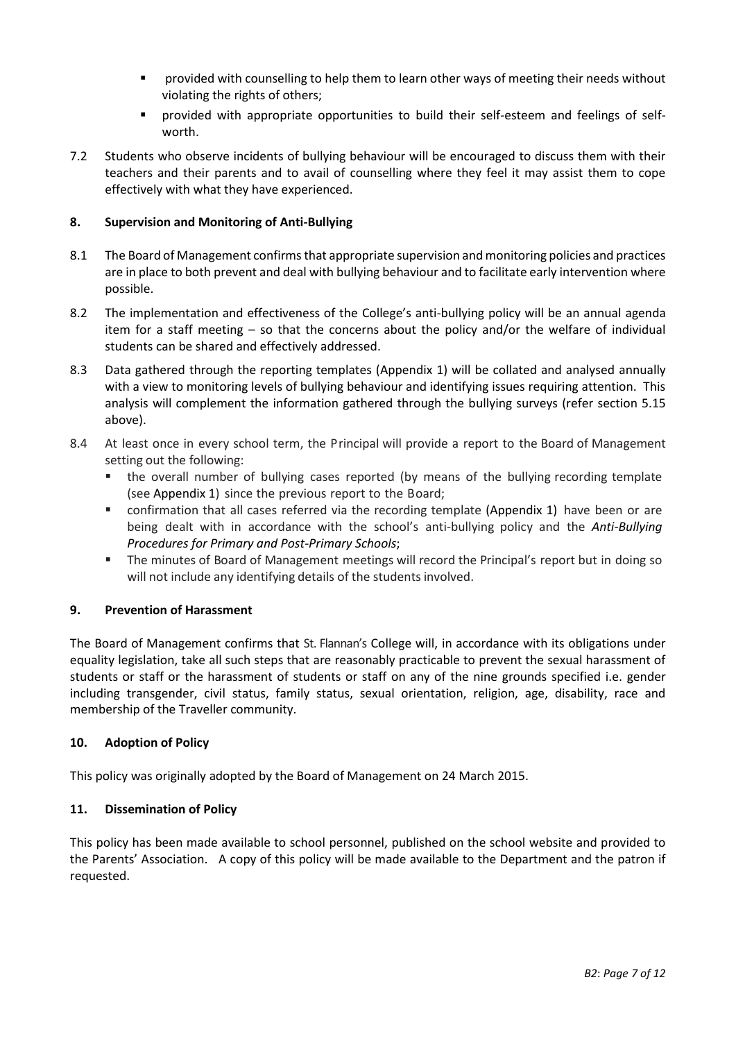- provided with counselling to help them to learn other ways of meeting their needs without violating the rights of others;
- provided with appropriate opportunities to build their self-esteem and feelings of self-worth.

7.2 Students who observe incidents of bullying behaviour will be encouraged to discuss them with their teachers and their parents and to avail of counselling where they feel it may assist them to cope effectively with what they have experienced.

## 8. Supervision and Monitoring of Anti-Bullying

8.1 The Board of Management confirms that appropriate supervision and monitoring policies and practices are in place to both prevent and deal with bullying behaviour and to facilitate early intervention where possible.

8.2 The implementation and effectiveness of the College's anti-bullying policy will be an annual agenda item for a staff meeting – so that the concerns about the policy and/or the welfare of individual students can be shared and effectively addressed.

8.3 Data gathered through the reporting templates (Appendix 1) will be collated and analysed annually with a view to monitoring levels of bullying behaviour and identifying issues requiring attention. This analysis will complement the information gathered through the bullying surveys (refer section 5.15 above).

8.4 At least once in every school term, the Principal will provide a report to the Board of Management setting out the following:

- the overall number of bullying cases reported (by means of the bullying recording template (see Appendix 1) since the previous report to the Board;
- confirmation that all cases referred via the recording template (Appendix 1) have been or are being dealt with in accordance with the school's anti-bullying policy and the *Anti-Bullying Procedures for Primary and Post-Primary Schools*;
- The minutes of Board of Management meetings will record the Principal's report but in doing so will not include any identifying details of the students involved.

## 9. Prevention of Harassment

The Board of Management confirms that St. Flannan's College will, in accordance with its obligations under equality legislation, take all such steps that are reasonably practicable to prevent the sexual harassment of students or staff or the harassment of students or staff on any of the nine grounds specified i.e. gender including transgender, civil status, family status, sexual orientation, religion, age, disability, race and membership of the Traveller community.

## 10. Adoption of Policy

This policy was originally adopted by the Board of Management on 24 March 2015.

## 11. Dissemination of Policy

This policy has been made available to school personnel, published on the school website and provided to the Parents' Association. A copy of this policy will be made available to the Department and the patron if requested.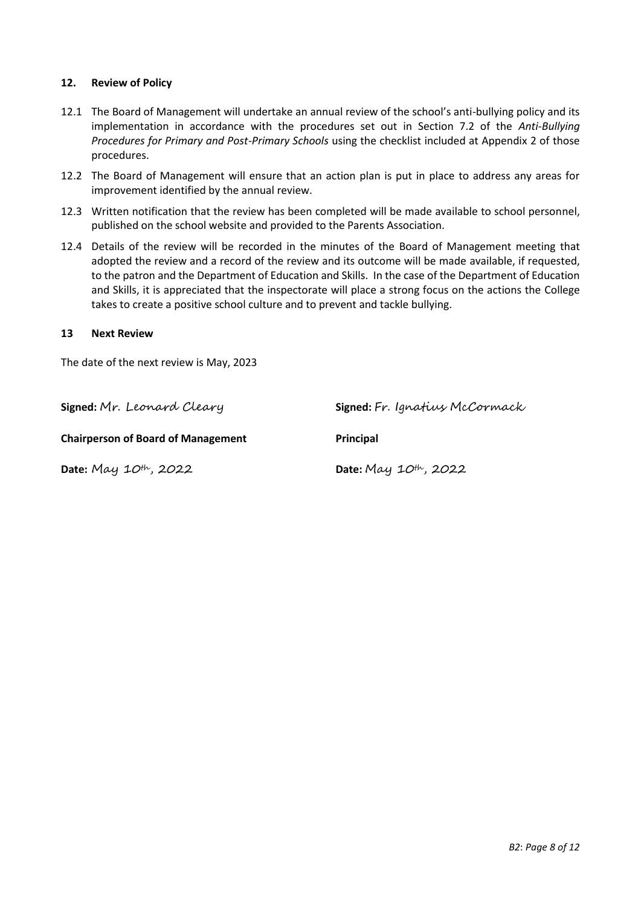## 12. Review of Policy

12.1 The Board of Management will undertake an annual review of the school's anti-bullying policy and its implementation in accordance with the procedures set out in Section 7.2 of the *Anti-Bullying Procedures for Primary and Post-Primary Schools* using the checklist included at Appendix 2 of those procedures.

12.2 The Board of Management will ensure that an action plan is put in place to address any areas for improvement identified by the annual review.

12.3 Written notification that the review has been completed will be made available to school personnel, published on the school website and provided to the Parents Association.

12.4 Details of the review will be recorded in the minutes of the Board of Management meeting that adopted the review and a record of the review and its outcome will be made available, if requested, to the patron and the Department of Education and Skills. In the case of the Department of Education and Skills, it is appreciated that the inspectorate will place a strong focus on the actions the College takes to create a positive school culture and to prevent and tackle bullying.

## 13 Next Review

The date of the next review is May, 2023

**Signed:** Mr. Leonard Cleary

**Chairperson of Board of Management**

**Date:** May 10th, 2022

**Signed:** Fr. Ignatius McCormack

**Principal**

**Date:** May 10th, 2022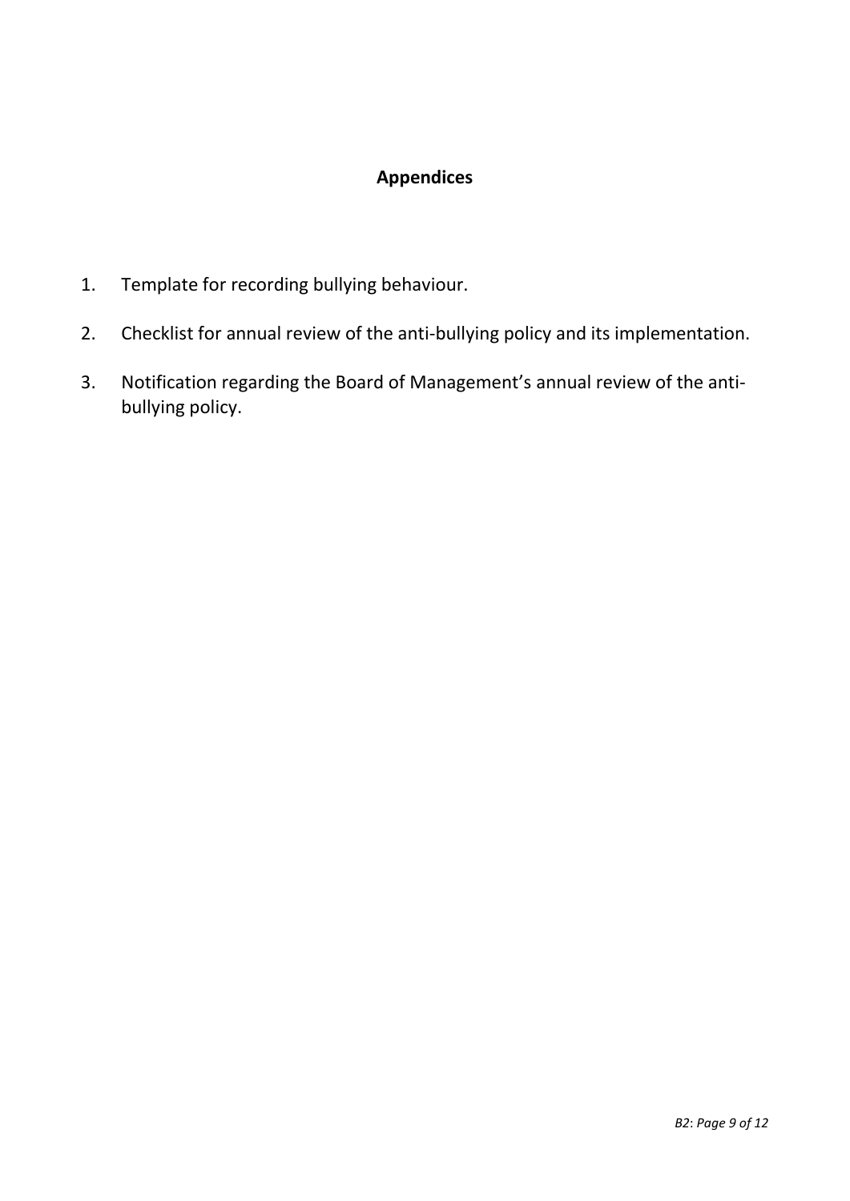## Appendices

1. Template for recording bullying behaviour.
2. Checklist for annual review of the anti-bullying policy and its implementation.
3. Notification regarding the Board of Management's annual review of the anti-bullying policy.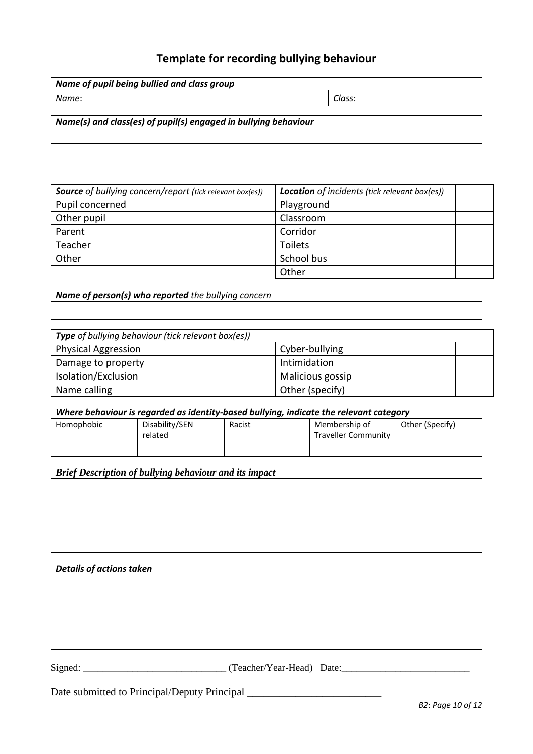# Template for recording bullying behaviour

| ***Name of pupil being bullied and class group*** | |
|---|---|
| *Name*: | *Class*: |

| ***Name(s) and class(es) of pupil(s) engaged in bullying behaviour*** |
|---|
| |
| |
| |

| ***Source** of bullying concern/report (tick relevant box(es))* | | ***Location** of incidents (tick relevant box(es))* | |
|---|---|---|---|
| Pupil concerned | | Playground | |
| Other pupil | | Classroom | |
| Parent | | Corridor | |
| Teacher | | Toilets | |
| Other | | School bus | |
| | | Other | |

| ***Name of person(s) who reported** the bullying concern* |
|---|
| |

| ***Type** of bullying behaviour (tick relevant box(es))* | | | |
|---|---|---|---|
| Physical Aggression | | Cyber-bullying | |
| Damage to property | | Intimidation | |
| Isolation/Exclusion | | Malicious gossip | |
| Name calling | | Other (specify) | |

| ***Where behaviour is regarded as identity-based bullying, indicate the relevant category*** | | | | |
|---|---|---|---|---|
| Homophobic | Disability/SEN related | Racist | Membership of Traveller Community | Other (Specify) |
| | | | | |

| ***Brief Description of bullying behaviour and its impact*** |
|---|
| |

| ***Details of actions taken*** |
|---|
| |

Signed: _____________________________ (Teacher/Year-Head) Date:_________________________

Date submitted to Principal/Deputy Principal _________________________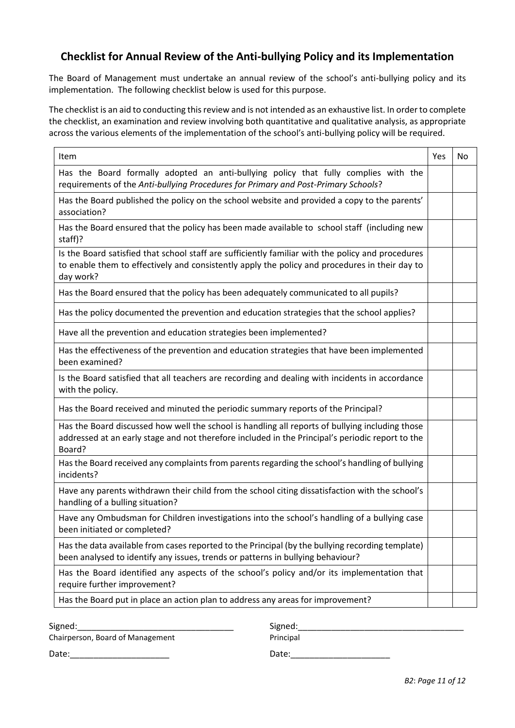## Checklist for Annual Review of the Anti-bullying Policy and its Implementation

The Board of Management must undertake an annual review of the school's anti-bullying policy and its implementation. The following checklist below is used for this purpose.

The checklist is an aid to conducting this review and is not intended as an exhaustive list. In order to complete the checklist, an examination and review involving both quantitative and qualitative analysis, as appropriate across the various elements of the implementation of the school's anti-bullying policy will be required.

| Item | Yes | No |
|---|---|---|
| Has the Board formally adopted an anti-bullying policy that fully complies with the requirements of the *Anti-bullying Procedures for Primary and Post-Primary Schools*? | | |
| Has the Board published the policy on the school website and provided a copy to the parents' association? | | |
| Has the Board ensured that the policy has been made available to school staff (including new staff)? | | |
| Is the Board satisfied that school staff are sufficiently familiar with the policy and procedures to enable them to effectively and consistently apply the policy and procedures in their day to day work? | | |
| Has the Board ensured that the policy has been adequately communicated to all pupils? | | |
| Has the policy documented the prevention and education strategies that the school applies? | | |
| Have all the prevention and education strategies been implemented? | | |
| Has the effectiveness of the prevention and education strategies that have been implemented been examined? | | |
| Is the Board satisfied that all teachers are recording and dealing with incidents in accordance with the policy. | | |
| Has the Board received and minuted the periodic summary reports of the Principal? | | |
| Has the Board discussed how well the school is handling all reports of bullying including those addressed at an early stage and not therefore included in the Principal's periodic report to the Board? | | |
| Has the Board received any complaints from parents regarding the school's handling of bullying incidents? | | |
| Have any parents withdrawn their child from the school citing dissatisfaction with the school's handling of a bulling situation? | | |
| Have any Ombudsman for Children investigations into the school's handling of a bullying case been initiated or completed? | | |
| Has the data available from cases reported to the Principal (by the bullying recording template) been analysed to identify any issues, trends or patterns in bullying behaviour? | | |
| Has the Board identified any aspects of the school's policy and/or its implementation that require further improvement? | | |
| Has the Board put in place an action plan to address any areas for improvement? | | |

Signed:_________________________________
Chairperson, Board of Management

Date:_____________________

Signed:___________________________________
Principal

Date:_____________________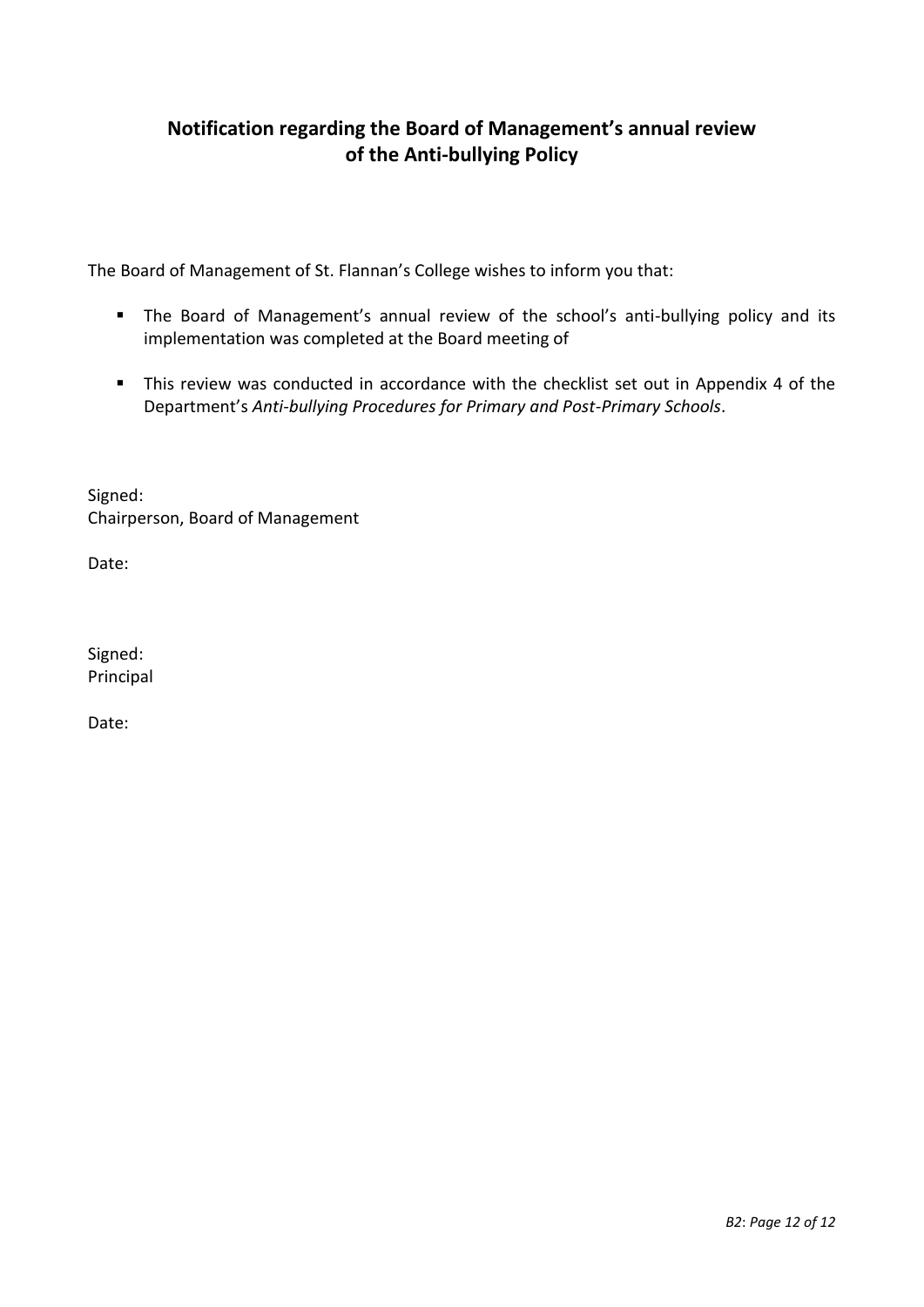## Notification regarding the Board of Management's annual review of the Anti-bullying Policy

The Board of Management of St. Flannan's College wishes to inform you that:

- The Board of Management's annual review of the school's anti-bullying policy and its implementation was completed at the Board meeting of
- This review was conducted in accordance with the checklist set out in Appendix 4 of the Department's *Anti-bullying Procedures for Primary and Post-Primary Schools*.

Signed:
Chairperson, Board of Management

Date:

Signed:
Principal

Date: